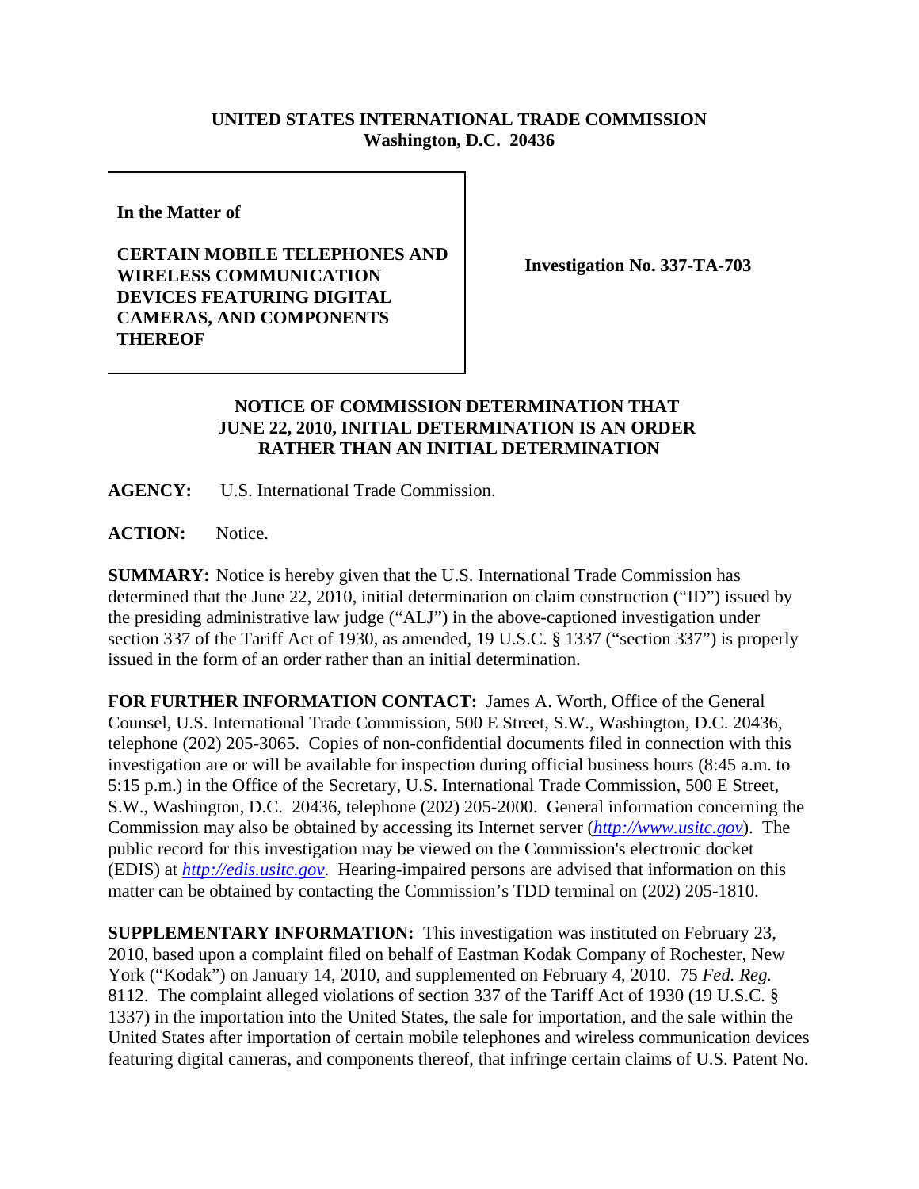**UNITED STATES INTERNATIONAL TRADE COMMISSION**
**Washington, D.C. 20436**

**In the Matter of**

**CERTAIN MOBILE TELEPHONES AND WIRELESS COMMUNICATION DEVICES FEATURING DIGITAL CAMERAS, AND COMPONENTS THEREOF**

**Investigation No. 337-TA-703**

**NOTICE OF COMMISSION DETERMINATION THAT JUNE 22, 2010, INITIAL DETERMINATION IS AN ORDER RATHER THAN AN INITIAL DETERMINATION**

**AGENCY:** U.S. International Trade Commission.

**ACTION:** Notice.

**SUMMARY:** Notice is hereby given that the U.S. International Trade Commission has determined that the June 22, 2010, initial determination on claim construction ("ID") issued by the presiding administrative law judge ("ALJ") in the above-captioned investigation under section 337 of the Tariff Act of 1930, as amended, 19 U.S.C. § 1337 ("section 337") is properly issued in the form of an order rather than an initial determination.

**FOR FURTHER INFORMATION CONTACT:** James A. Worth, Office of the General Counsel, U.S. International Trade Commission, 500 E Street, S.W., Washington, D.C. 20436, telephone (202) 205-3065. Copies of non-confidential documents filed in connection with this investigation are or will be available for inspection during official business hours (8:45 a.m. to 5:15 p.m.) in the Office of the Secretary, U.S. International Trade Commission, 500 E Street, S.W., Washington, D.C. 20436, telephone (202) 205-2000. General information concerning the Commission may also be obtained by accessing its Internet server (*http://www.usitc.gov*). The public record for this investigation may be viewed on the Commission's electronic docket (EDIS) at *http://edis.usitc.gov*. Hearing-impaired persons are advised that information on this matter can be obtained by contacting the Commission's TDD terminal on (202) 205-1810.

**SUPPLEMENTARY INFORMATION:** This investigation was instituted on February 23, 2010, based upon a complaint filed on behalf of Eastman Kodak Company of Rochester, New York ("Kodak") on January 14, 2010, and supplemented on February 4, 2010. 75 *Fed. Reg.* 8112. The complaint alleged violations of section 337 of the Tariff Act of 1930 (19 U.S.C. § 1337) in the importation into the United States, the sale for importation, and the sale within the United States after importation of certain mobile telephones and wireless communication devices featuring digital cameras, and components thereof, that infringe certain claims of U.S. Patent No.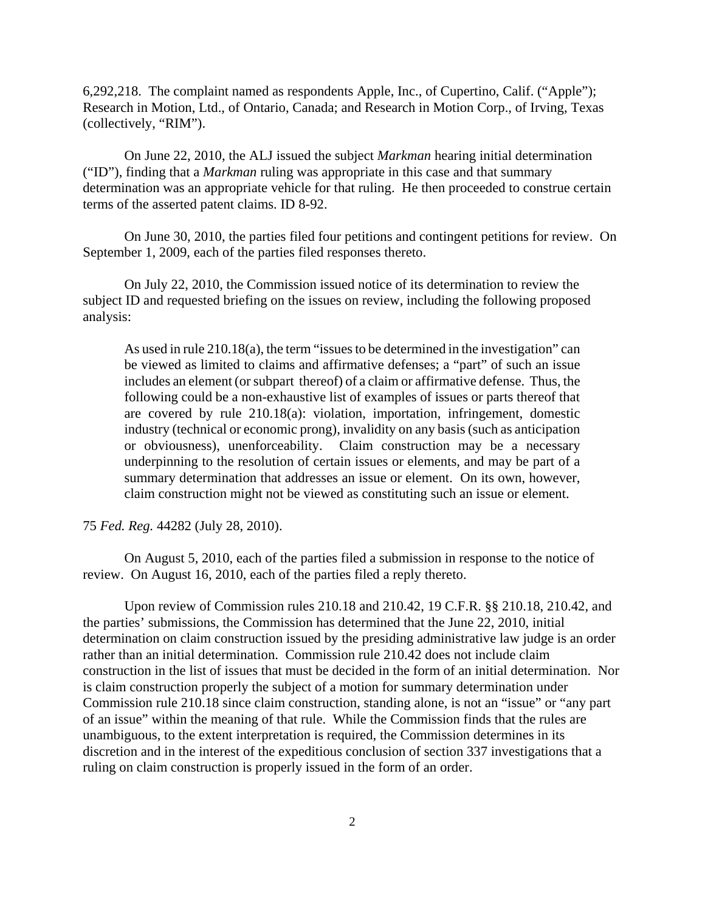6,292,218. The complaint named as respondents Apple, Inc., of Cupertino, Calif. ("Apple"); Research in Motion, Ltd., of Ontario, Canada; and Research in Motion Corp., of Irving, Texas (collectively, "RIM").

On June 22, 2010, the ALJ issued the subject *Markman* hearing initial determination ("ID"), finding that a *Markman* ruling was appropriate in this case and that summary determination was an appropriate vehicle for that ruling. He then proceeded to construe certain terms of the asserted patent claims. ID 8-92.

On June 30, 2010, the parties filed four petitions and contingent petitions for review. On September 1, 2009, each of the parties filed responses thereto.

On July 22, 2010, the Commission issued notice of its determination to review the subject ID and requested briefing on the issues on review, including the following proposed analysis:

> As used in rule 210.18(a), the term "issues to be determined in the investigation" can be viewed as limited to claims and affirmative defenses; a "part" of such an issue includes an element (or subpart thereof) of a claim or affirmative defense. Thus, the following could be a non-exhaustive list of examples of issues or parts thereof that are covered by rule 210.18(a): violation, importation, infringement, domestic industry (technical or economic prong), invalidity on any basis (such as anticipation or obviousness), unenforceability. Claim construction may be a necessary underpinning to the resolution of certain issues or elements, and may be part of a summary determination that addresses an issue or element. On its own, however, claim construction might not be viewed as constituting such an issue or element.

75 *Fed. Reg.* 44282 (July 28, 2010).

On August 5, 2010, each of the parties filed a submission in response to the notice of review. On August 16, 2010, each of the parties filed a reply thereto.

Upon review of Commission rules 210.18 and 210.42, 19 C.F.R. §§ 210.18, 210.42, and the parties' submissions, the Commission has determined that the June 22, 2010, initial determination on claim construction issued by the presiding administrative law judge is an order rather than an initial determination. Commission rule 210.42 does not include claim construction in the list of issues that must be decided in the form of an initial determination. Nor is claim construction properly the subject of a motion for summary determination under Commission rule 210.18 since claim construction, standing alone, is not an "issue" or "any part of an issue" within the meaning of that rule. While the Commission finds that the rules are unambiguous, to the extent interpretation is required, the Commission determines in its discretion and in the interest of the expeditious conclusion of section 337 investigations that a ruling on claim construction is properly issued in the form of an order.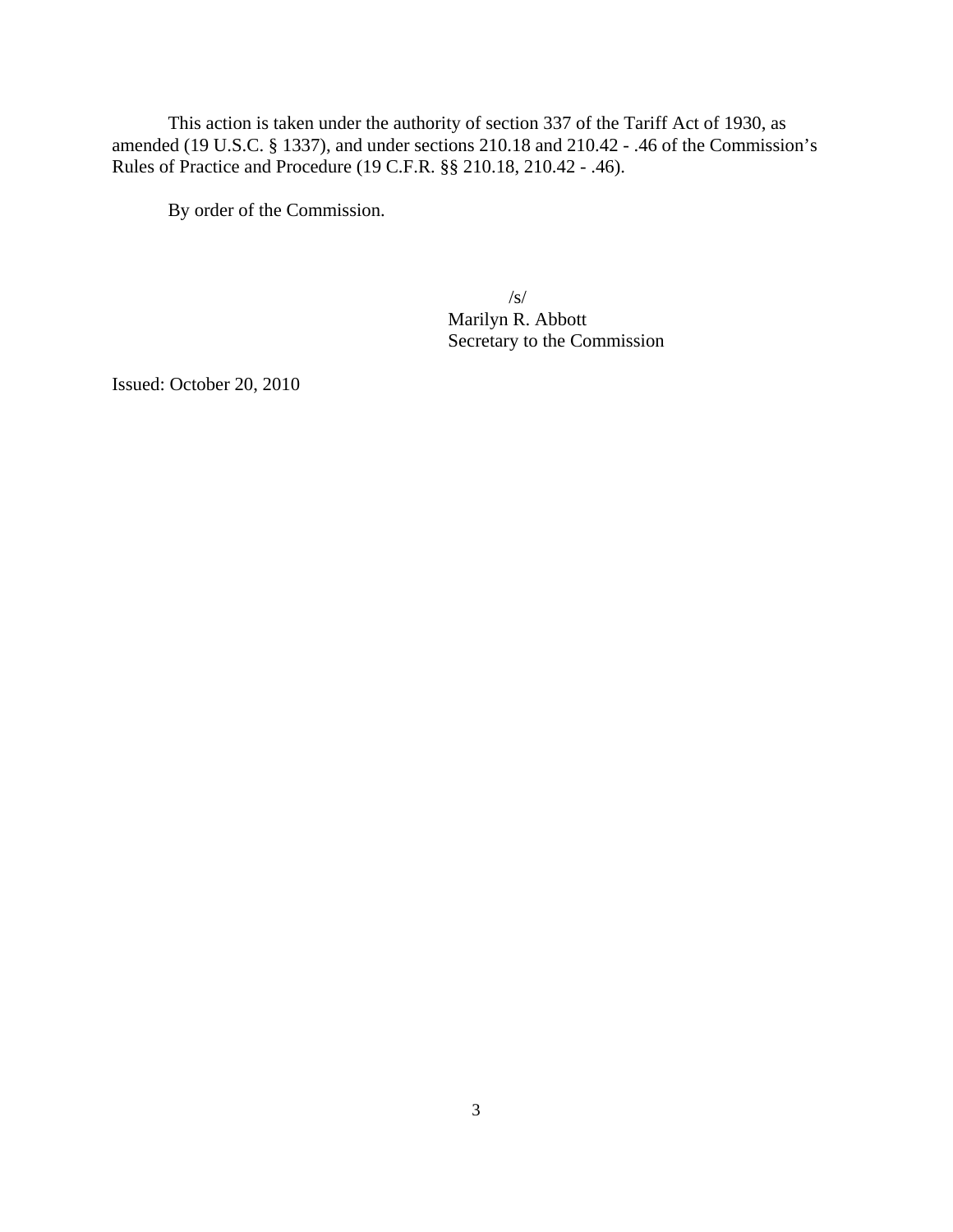This action is taken under the authority of section 337 of the Tariff Act of 1930, as amended (19 U.S.C. § 1337), and under sections 210.18 and 210.42 - .46 of the Commission's Rules of Practice and Procedure (19 C.F.R. §§ 210.18, 210.42 - .46).

By order of the Commission.

/s/
Marilyn R. Abbott
Secretary to the Commission

Issued: October 20, 2010